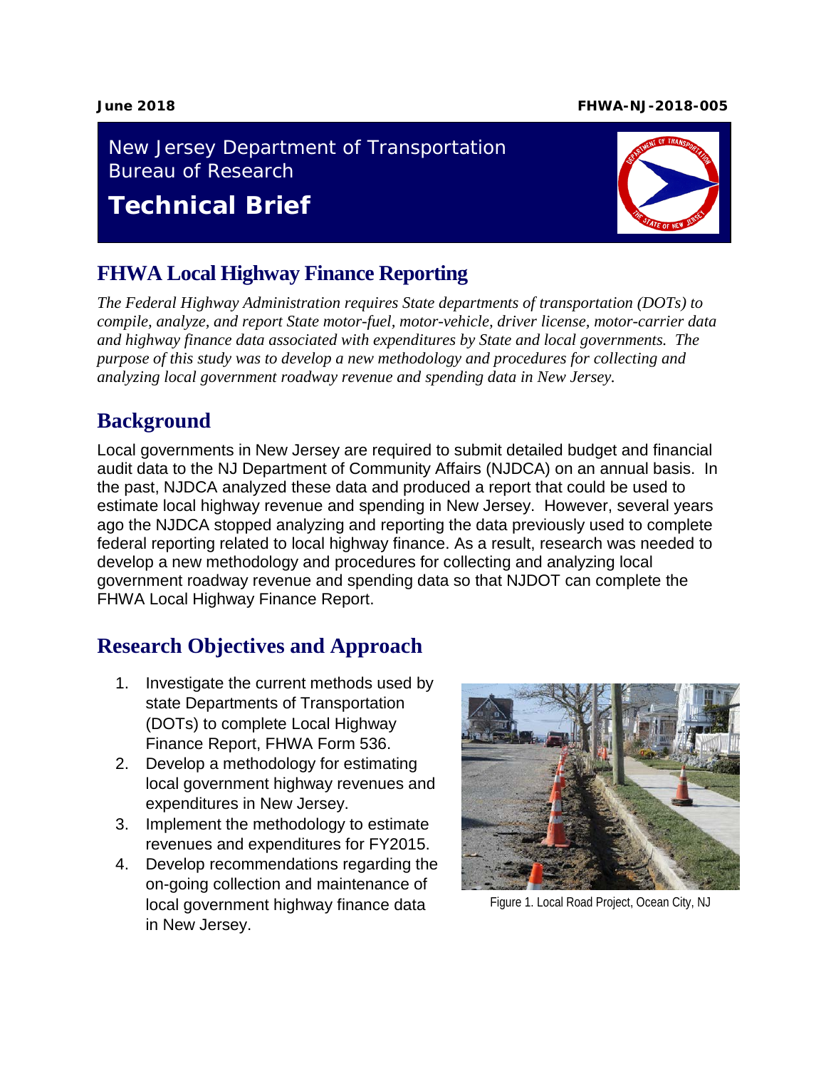June 2018 FHWA-NJ-2018-005

New Jersey Department of Transportation
Bureau of Research

**Technical Brief**

# FHWA Local Highway Finance Reporting

*The Federal Highway Administration requires State departments of transportation (DOTs) to compile, analyze, and report State motor-fuel, motor-vehicle, driver license, motor-carrier data and highway finance data associated with expenditures by State and local governments. The purpose of this study was to develop a new methodology and procedures for collecting and analyzing local government roadway revenue and spending data in New Jersey.*

## Background

Local governments in New Jersey are required to submit detailed budget and financial audit data to the NJ Department of Community Affairs (NJDCA) on an annual basis. In the past, NJDCA analyzed these data and produced a report that could be used to estimate local highway revenue and spending in New Jersey. However, several years ago the NJDCA stopped analyzing and reporting the data previously used to complete federal reporting related to local highway finance. As a result, research was needed to develop a new methodology and procedures for collecting and analyzing local government roadway revenue and spending data so that NJDOT can complete the FHWA Local Highway Finance Report.

## Research Objectives and Approach

1. Investigate the current methods used by state Departments of Transportation (DOTs) to complete Local Highway Finance Report, FHWA Form 536.
2. Develop a methodology for estimating local government highway revenues and expenditures in New Jersey.
3. Implement the methodology to estimate revenues and expenditures for FY2015.
4. Develop recommendations regarding the on-going collection and maintenance of local government highway finance data in New Jersey.

Figure 1. Local Road Project, Ocean City, NJ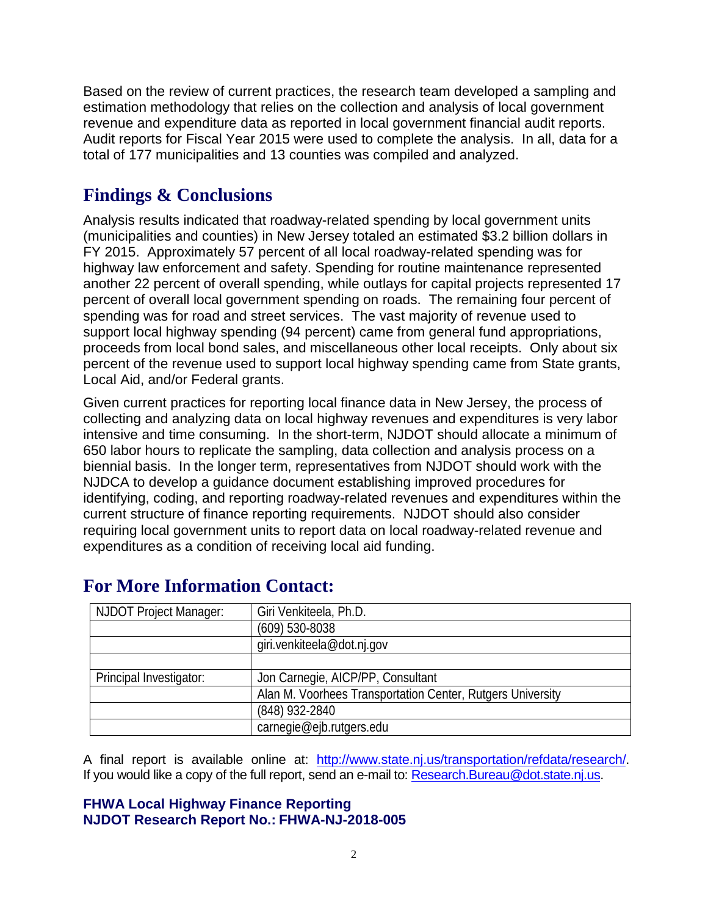Based on the review of current practices, the research team developed a sampling and estimation methodology that relies on the collection and analysis of local government revenue and expenditure data as reported in local government financial audit reports. Audit reports for Fiscal Year 2015 were used to complete the analysis. In all, data for a total of 177 municipalities and 13 counties was compiled and analyzed.

## Findings & Conclusions

Analysis results indicated that roadway-related spending by local government units (municipalities and counties) in New Jersey totaled an estimated $3.2 billion dollars in FY 2015. Approximately 57 percent of all local roadway-related spending was for highway law enforcement and safety. Spending for routine maintenance represented another 22 percent of overall spending, while outlays for capital projects represented 17 percent of overall local government spending on roads. The remaining four percent of spending was for road and street services. The vast majority of revenue used to support local highway spending (94 percent) came from general fund appropriations, proceeds from local bond sales, and miscellaneous other local receipts. Only about six percent of the revenue used to support local highway spending came from State grants, Local Aid, and/or Federal grants.

Given current practices for reporting local finance data in New Jersey, the process of collecting and analyzing data on local highway revenues and expenditures is very labor intensive and time consuming. In the short-term, NJDOT should allocate a minimum of 650 labor hours to replicate the sampling, data collection and analysis process on a biennial basis. In the longer term, representatives from NJDOT should work with the NJDCA to develop a guidance document establishing improved procedures for identifying, coding, and reporting roadway-related revenues and expenditures within the current structure of finance reporting requirements. NJDOT should also consider requiring local government units to report data on local roadway-related revenue and expenditures as a condition of receiving local aid funding.

## For More Information Contact:

| | |
|---|---|
| NJDOT Project Manager: | Giri Venkiteela, Ph.D. |
| | (609) 530-8038 |
| | giri.venkiteela@dot.nj.gov |
| | |
| Principal Investigator: | Jon Carnegie, AICP/PP, Consultant |
| | Alan M. Voorhees Transportation Center, Rutgers University |
| | (848) 932-2840 |
| | carnegie@ejb.rutgers.edu |

A final report is available online at: [http://www.state.nj.us/transportation/refdata/research/](http://www.state.nj.us/transportation/refdata/research/).
If you would like a copy of the full report, send an e-mail to: [Research.Bureau@dot.state.nj.us](mailto:Research.Bureau@dot.state.nj.us).

**FHWA Local Highway Finance Reporting**
**NJDOT Research Report No.: FHWA-NJ-2018-005**